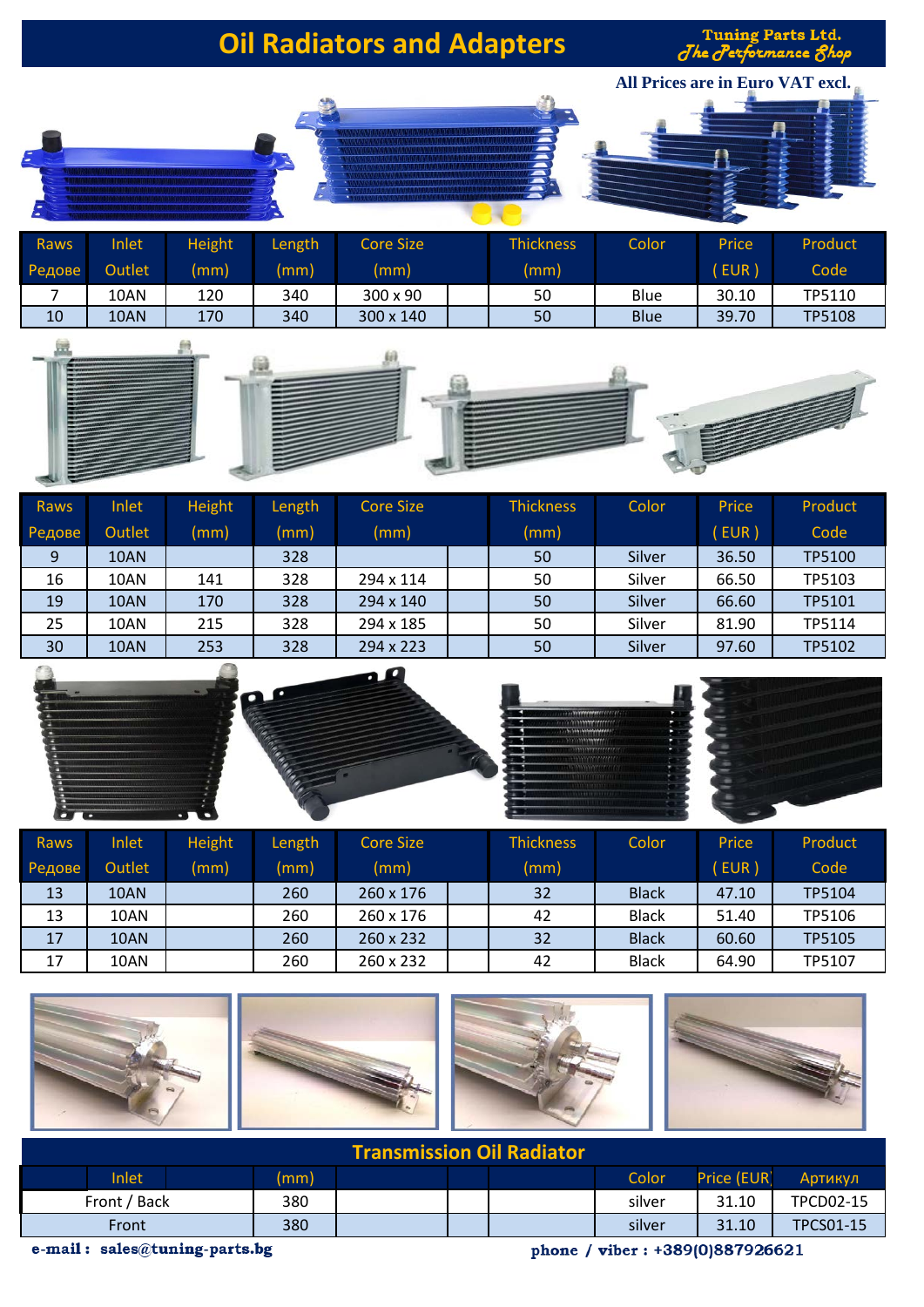# Oil Radiators and Adapters

Tuning Parts Ltd.
*The Performance Shop*

**All Prices are in Euro VAT excl.**

| Raws Редове | Inlet Outlet | Height (mm) | Length (mm) | Core Size (mm) | | Thickness (mm) | Color | Price ( EUR ) | Product Code |
|---|---|---|---|---|---|---|---|---|---|
| 7 | 10AN | 120 | 340 | 300 x 90 | | 50 | Blue | 30.10 | TP5110 |
| 10 | 10AN | 170 | 340 | 300 x 140 | | 50 | Blue | 39.70 | TP5108 |

| Raws Редове | Inlet Outlet | Height (mm) | Length (mm) | Core Size (mm) | | Thickness (mm) | Color | Price ( EUR ) | Product Code |
|---|---|---|---|---|---|---|---|---|---|
| 9 | 10AN | | 328 | | | 50 | Silver | 36.50 | TP5100 |
| 16 | 10AN | 141 | 328 | 294 x 114 | | 50 | Silver | 66.50 | TP5103 |
| 19 | 10AN | 170 | 328 | 294 x 140 | | 50 | Silver | 66.60 | TP5101 |
| 25 | 10AN | 215 | 328 | 294 x 185 | | 50 | Silver | 81.90 | TP5114 |
| 30 | 10AN | 253 | 328 | 294 x 223 | | 50 | Silver | 97.60 | TP5102 |

| Raws Редове | Inlet Outlet | Height (mm) | Length (mm) | Core Size (mm) | | Thickness (mm) | Color | Price ( EUR ) | Product Code |
|---|---|---|---|---|---|---|---|---|---|
| 13 | 10AN | | 260 | 260 x 176 | | 32 | Black | 47.10 | TP5104 |
| 13 | 10AN | | 260 | 260 x 176 | | 42 | Black | 51.40 | TP5106 |
| 17 | 10AN | | 260 | 260 x 232 | | 32 | Black | 60.60 | TP5105 |
| 17 | 10AN | | 260 | 260 x 232 | | 42 | Black | 64.90 | TP5107 |

## Transmission Oil Radiator

| Inlet | (mm) | | | | Color | Price (EUR) | Артикул |
|---|---|---|---|---|---|---|---|
| Front / Back | 380 | | | | silver | 31.10 | TPCD02-15 |
| Front | 380 | | | | silver | 31.10 | TPCS01-15 |

**e-mail : sales@tuning-parts.bg**

**phone / viber : +389(0)887926621**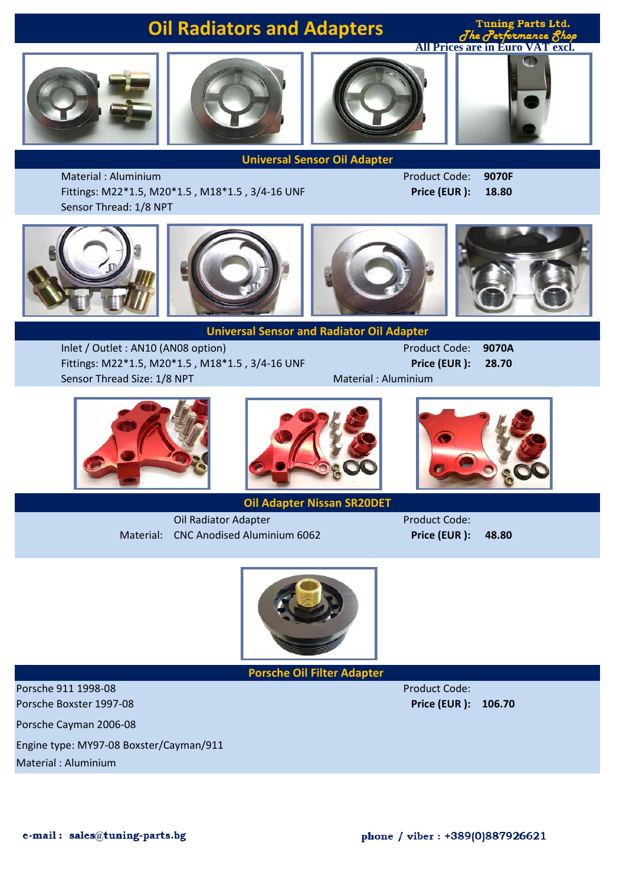# Oil Radiators and Adapters

Tuning Parts Ltd.
*The Performance Shop*
**All Prices are in Euro VAT excl.**

## Universal Sensor Oil Adapter

Material : Aluminium
Fittings: M22*1.5, M20*1.5 , M18*1.5 , 3/4-16 UNF
Sensor Thread: 1/8 NPT

Product Code: **9070F**
**Price (EUR ): 18.80**

## Universal Sensor and Radiator Oil Adapter

Inlet / Outlet : AN10 (AN08 option)
Fittings: M22*1.5, M20*1.5 , M18*1.5 , 3/4-16 UNF
Sensor Thread Size: 1/8 NPT
Material : Aluminium

Product Code: **9070A**
**Price (EUR ): 28.70**

## Oil Adapter Nissan SR20DET

Oil Radiator Adapter
Material: CNC Anodised Aluminium 6062

Product Code:
**Price (EUR ): 48.80**

## Porsche Oil Filter Adapter

Porsche 911 1998-08
Porsche Boxster 1997-08
Porsche Cayman 2006-08
Engine type: MY97-08 Boxster/Cayman/911
Material : Aluminium

Product Code:
**Price (EUR ): 106.70**

**e-mail : sales@tuning-parts.bg**

**phone / viber : +389(0)887926621**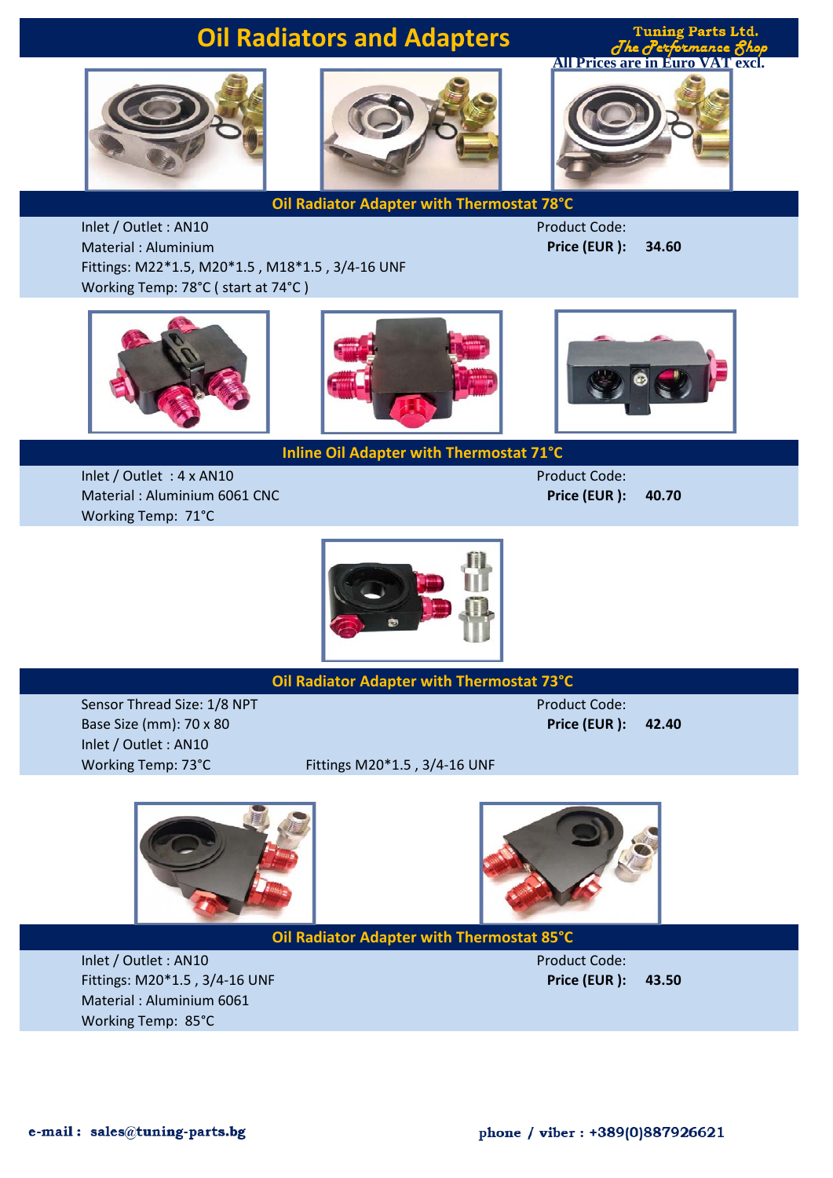# Oil Radiators and Adapters

Tuning Parts Ltd.
*The Performance Shop*
**All Prices are in Euro VAT excl.**

## Oil Radiator Adapter with Thermostat 78°C

Inlet / Outlet : AN10
Material : Aluminium
Fittings: M22*1.5, M20*1.5 , M18*1.5 , 3/4-16 UNF
Working Temp: 78°C ( start at 74°C )

Product Code:
**Price (EUR ):** **34.60**

## Inline Oil Adapter with Thermostat 71°C

Inlet / Outlet : 4 x AN10
Material : Aluminium 6061 CNC
Working Temp: 71°C

Product Code:
**Price (EUR ):** **40.70**

## Oil Radiator Adapter with Thermostat 73°C

Sensor Thread Size: 1/8 NPT
Base Size (mm): 70 x 80
Inlet / Outlet : AN10
Working Temp: 73°C
Fittings M20*1.5 , 3/4-16 UNF

Product Code:
**Price (EUR ):** **42.40**

## Oil Radiator Adapter with Thermostat 85°C

Inlet / Outlet : AN10
Fittings: M20*1.5 , 3/4-16 UNF
Material : Aluminium 6061
Working Temp: 85°C

Product Code:
**Price (EUR ):** **43.50**

**e-mail : sales@tuning-parts.bg**

**phone / viber : +389(0)887926621**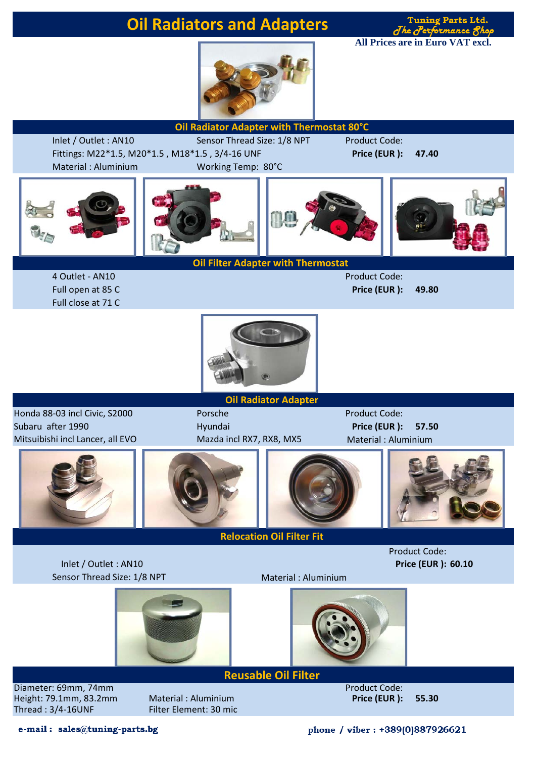# Oil Radiators and Adapters

Tuning Parts Ltd.
The Performance Shop

All Prices are in Euro VAT excl.

## Oil Radiator Adapter with Thermostat 80°C

Inlet / Outlet : AN10
Sensor Thread Size: 1/8 NPT
Fittings: M22*1.5, M20*1.5 , M18*1.5 , 3/4-16 UNF
Material : Aluminium
Working Temp: 80°C

Product Code:
**Price (EUR ): 47.40**

## Oil Filter Adapter with Thermostat

4 Outlet - AN10
Full open at 85 C
Full close at 71 C

Product Code:
**Price (EUR ): 49.80**

## Oil Radiator Adapter

Honda 88-03 incl Civic, S2000
Subaru after 1990
Mitsuibishi incl Lancer, all EVO
Porsche
Hyundai
Mazda incl RX7, RX8, MX5

Product Code:
**Price (EUR ): 57.50**
Material : Aluminium

## Relocation Oil Filter Fit

Inlet / Outlet : AN10
Sensor Thread Size: 1/8 NPT
Material : Aluminium

Product Code:
**Price (EUR ): 60.10**

## Reusable Oil Filter

Diameter: 69mm, 74mm
Height: 79.1mm, 83.2mm
Thread : 3/4-16UNF
Material : Aluminium
Filter Element: 30 mic

Product Code:
**Price (EUR ): 55.30**

**e-mail : sales@tuning-parts.bg**

**phone / viber : +389(0)887926621**